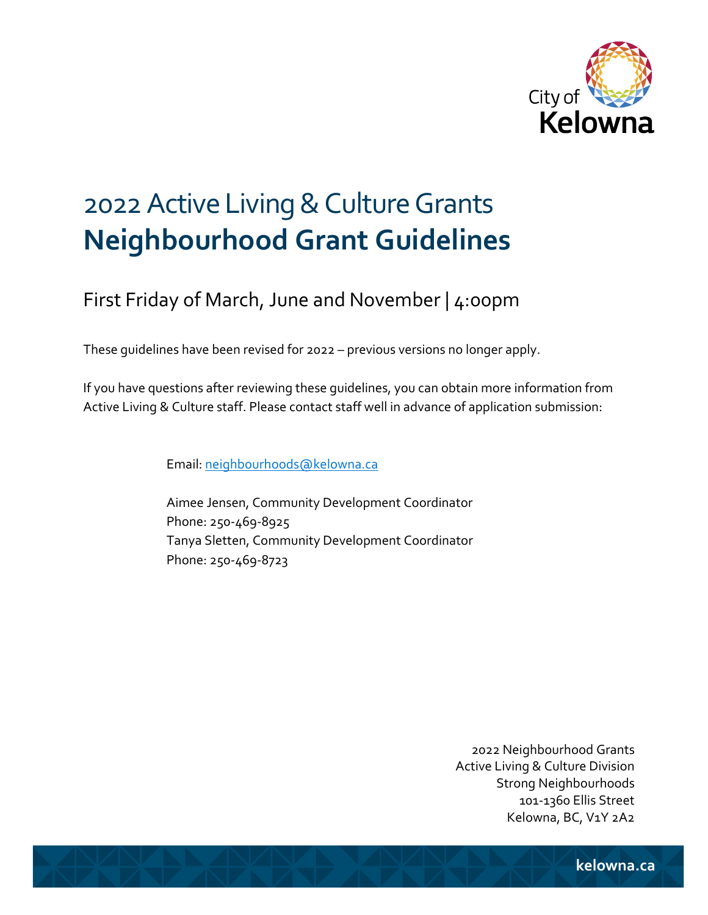# 2022 Active Living & Culture Grants
# **Neighbourhood Grant Guidelines**

## First Friday of March, June and November | 4:00pm

These guidelines have been revised for 2022 – previous versions no longer apply.

If you have questions after reviewing these guidelines, you can obtain more information from Active Living & Culture staff. Please contact staff well in advance of application submission:

Email: neighbourhoods@kelowna.ca

Aimee Jensen, Community Development Coordinator
Phone: 250-469-8925
Tanya Sletten, Community Development Coordinator
Phone: 250-469-8723

2022 Neighbourhood Grants
Active Living & Culture Division
Strong Neighbourhoods
101-1360 Ellis Street
Kelowna, BC, V1Y 2A2

kelowna.ca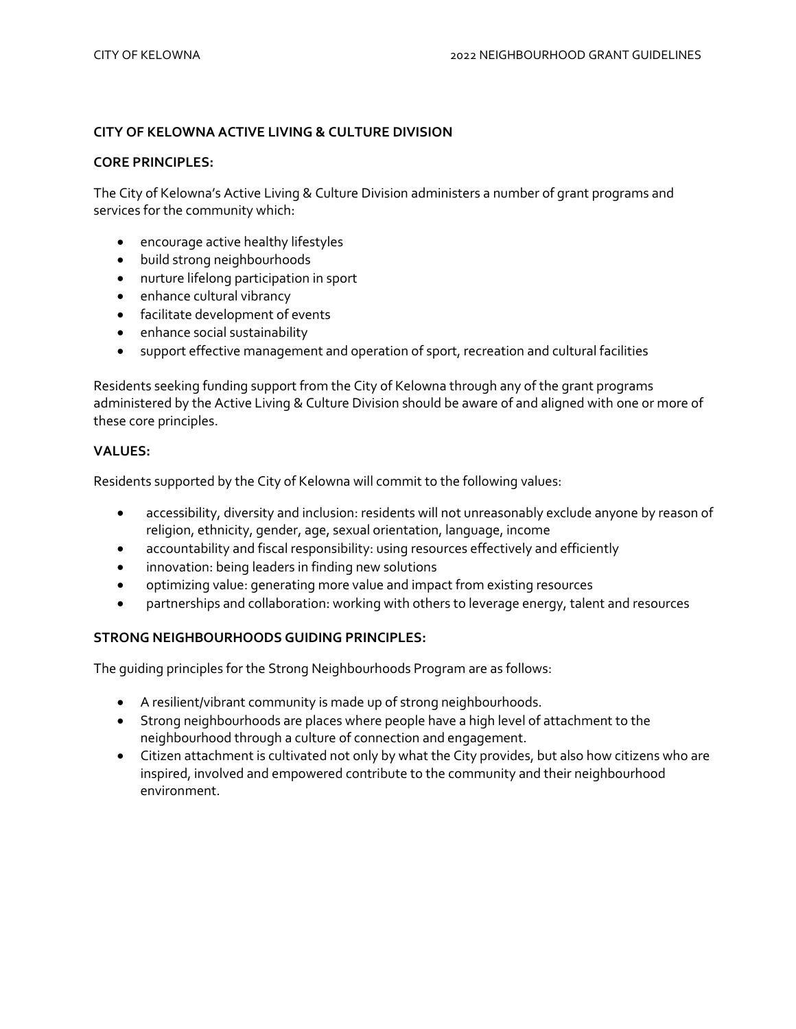**CITY OF KELOWNA ACTIVE LIVING & CULTURE DIVISION**

**CORE PRINCIPLES:**

The City of Kelowna's Active Living & Culture Division administers a number of grant programs and services for the community which:

- encourage active healthy lifestyles
- build strong neighbourhoods
- nurture lifelong participation in sport
- enhance cultural vibrancy
- facilitate development of events
- enhance social sustainability
- support effective management and operation of sport, recreation and cultural facilities

Residents seeking funding support from the City of Kelowna through any of the grant programs administered by the Active Living & Culture Division should be aware of and aligned with one or more of these core principles.

**VALUES:**

Residents supported by the City of Kelowna will commit to the following values:

- accessibility, diversity and inclusion: residents will not unreasonably exclude anyone by reason of religion, ethnicity, gender, age, sexual orientation, language, income
- accountability and fiscal responsibility: using resources effectively and efficiently
- innovation: being leaders in finding new solutions
- optimizing value: generating more value and impact from existing resources
- partnerships and collaboration: working with others to leverage energy, talent and resources

**STRONG NEIGHBOURHOODS GUIDING PRINCIPLES:**

The guiding principles for the Strong Neighbourhoods Program are as follows:

- A resilient/vibrant community is made up of strong neighbourhoods.
- Strong neighbourhoods are places where people have a high level of attachment to the neighbourhood through a culture of connection and engagement.
- Citizen attachment is cultivated not only by what the City provides, but also how citizens who are inspired, involved and empowered contribute to the community and their neighbourhood environment.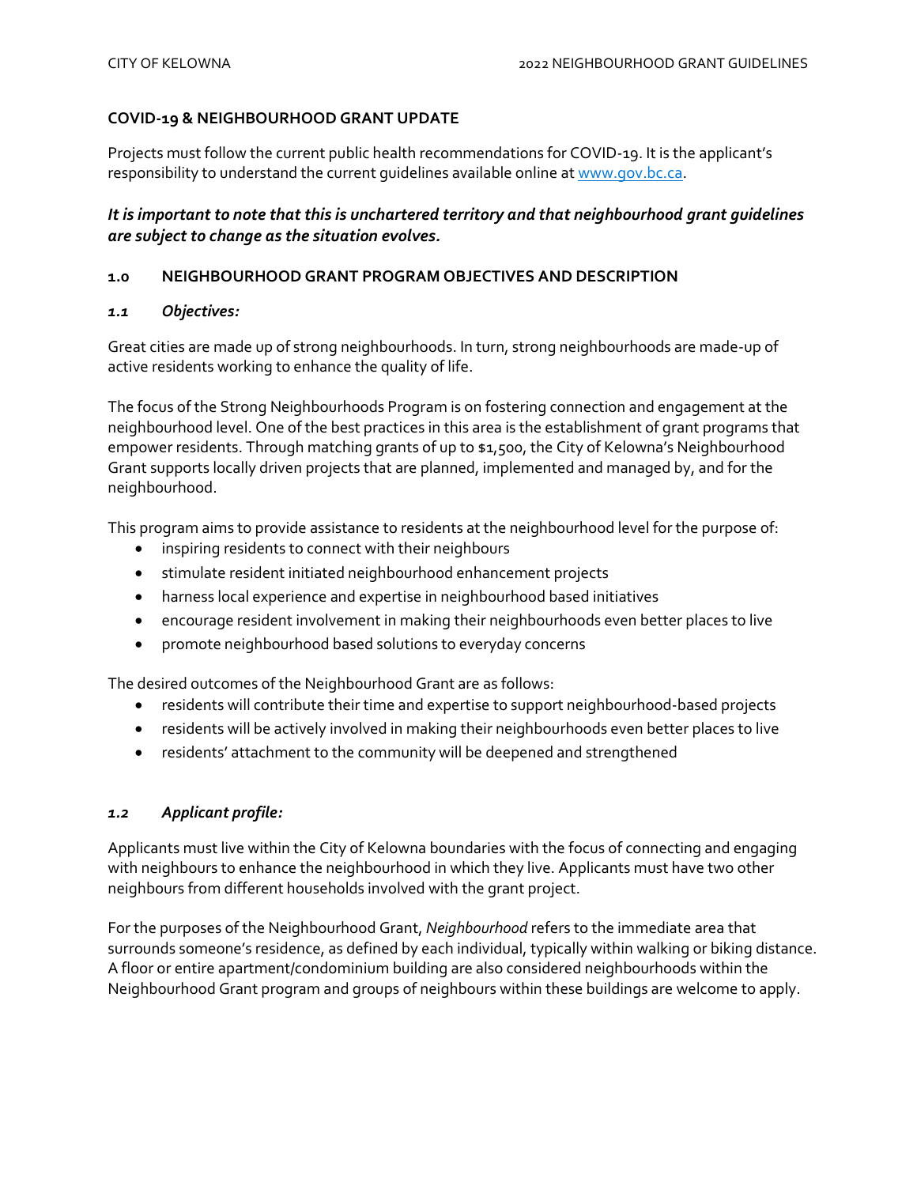**COVID-19 & NEIGHBOURHOOD GRANT UPDATE**

Projects must follow the current public health recommendations for COVID-19. It is the applicant's responsibility to understand the current guidelines available online at [www.gov.bc.ca](www.gov.bc.ca).

***It is important to note that this is unchartered territory and that neighbourhood grant guidelines are subject to change as the situation evolves.***

## 1.0 NEIGHBOURHOOD GRANT PROGRAM OBJECTIVES AND DESCRIPTION

### *1.1 Objectives:*

Great cities are made up of strong neighbourhoods. In turn, strong neighbourhoods are made-up of active residents working to enhance the quality of life.

The focus of the Strong Neighbourhoods Program is on fostering connection and engagement at the neighbourhood level. One of the best practices in this area is the establishment of grant programs that empower residents. Through matching grants of up to $1,500, the City of Kelowna's Neighbourhood Grant supports locally driven projects that are planned, implemented and managed by, and for the neighbourhood.

This program aims to provide assistance to residents at the neighbourhood level for the purpose of:

- inspiring residents to connect with their neighbours
- stimulate resident initiated neighbourhood enhancement projects
- harness local experience and expertise in neighbourhood based initiatives
- encourage resident involvement in making their neighbourhoods even better places to live
- promote neighbourhood based solutions to everyday concerns

The desired outcomes of the Neighbourhood Grant are as follows:

- residents will contribute their time and expertise to support neighbourhood-based projects
- residents will be actively involved in making their neighbourhoods even better places to live
- residents' attachment to the community will be deepened and strengthened

### *1.2 Applicant profile:*

Applicants must live within the City of Kelowna boundaries with the focus of connecting and engaging with neighbours to enhance the neighbourhood in which they live. Applicants must have two other neighbours from different households involved with the grant project.

For the purposes of the Neighbourhood Grant, *Neighbourhood* refers to the immediate area that surrounds someone's residence, as defined by each individual, typically within walking or biking distance. A floor or entire apartment/condominium building are also considered neighbourhoods within the Neighbourhood Grant program and groups of neighbours within these buildings are welcome to apply.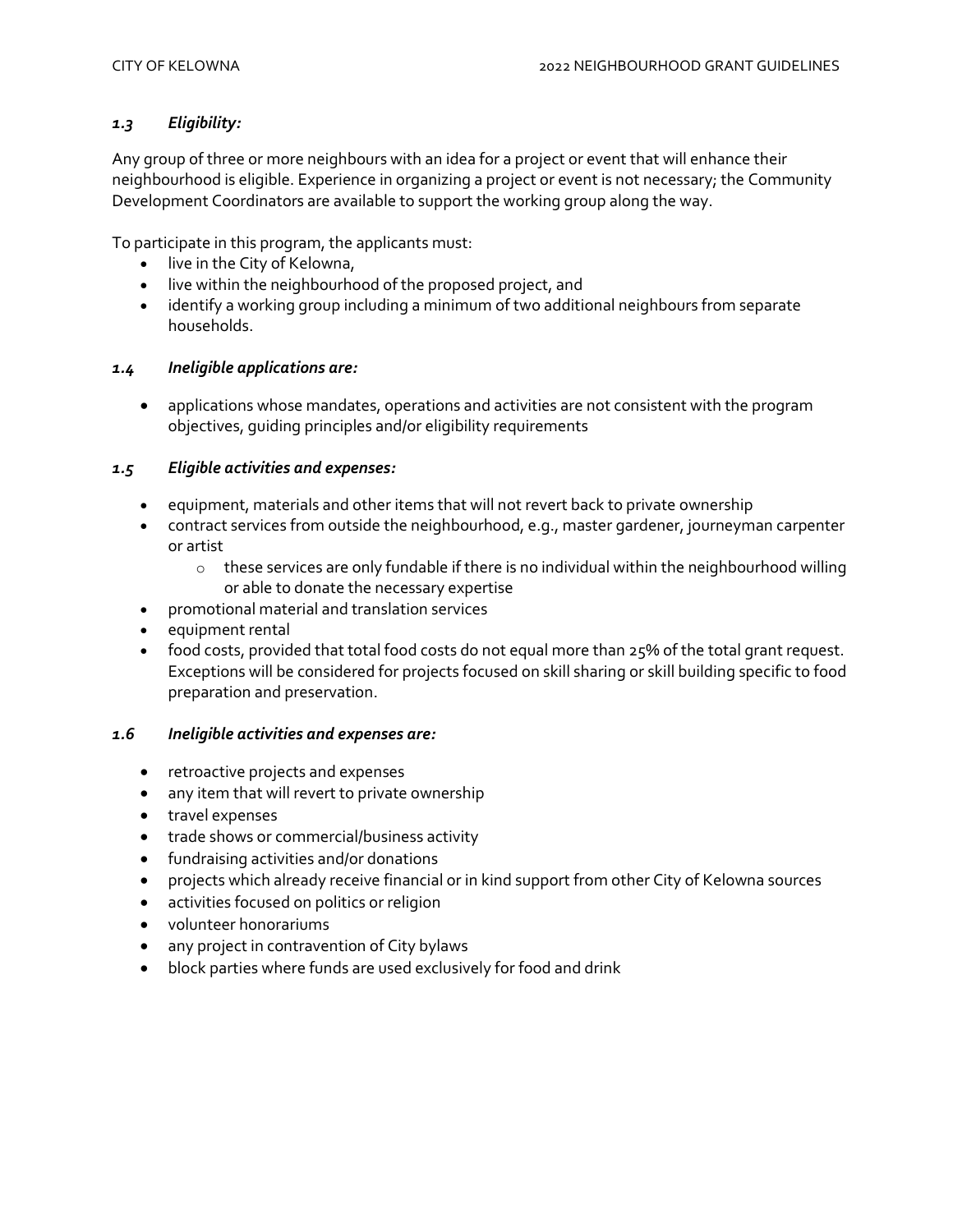### *1.3 Eligibility:*

Any group of three or more neighbours with an idea for a project or event that will enhance their neighbourhood is eligible. Experience in organizing a project or event is not necessary; the Community Development Coordinators are available to support the working group along the way.

To participate in this program, the applicants must:

- live in the City of Kelowna,
- live within the neighbourhood of the proposed project, and
- identify a working group including a minimum of two additional neighbours from separate households.

### *1.4 Ineligible applications are:*

- applications whose mandates, operations and activities are not consistent with the program objectives, guiding principles and/or eligibility requirements

### *1.5 Eligible activities and expenses:*

- equipment, materials and other items that will not revert back to private ownership
- contract services from outside the neighbourhood, e.g., master gardener, journeyman carpenter or artist
  - these services are only fundable if there is no individual within the neighbourhood willing or able to donate the necessary expertise
- promotional material and translation services
- equipment rental
- food costs, provided that total food costs do not equal more than 25% of the total grant request. Exceptions will be considered for projects focused on skill sharing or skill building specific to food preparation and preservation.

### *1.6 Ineligible activities and expenses are:*

- retroactive projects and expenses
- any item that will revert to private ownership
- travel expenses
- trade shows or commercial/business activity
- fundraising activities and/or donations
- projects which already receive financial or in kind support from other City of Kelowna sources
- activities focused on politics or religion
- volunteer honorariums
- any project in contravention of City bylaws
- block parties where funds are used exclusively for food and drink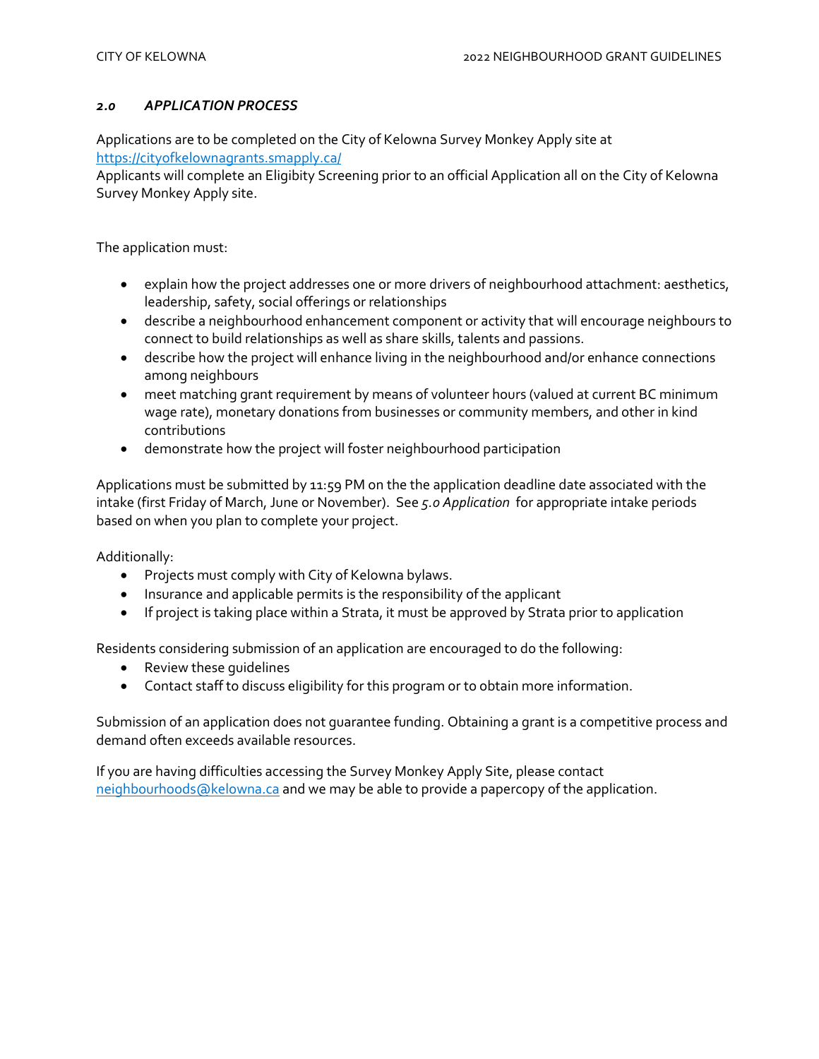## *2.0 APPLICATION PROCESS*

Applications are to be completed on the City of Kelowna Survey Monkey Apply site at https://cityofkelownagrants.smapply.ca/
Applicants will complete an Eligibity Screening prior to an official Application all on the City of Kelowna Survey Monkey Apply site.

The application must:

- explain how the project addresses one or more drivers of neighbourhood attachment: aesthetics, leadership, safety, social offerings or relationships
- describe a neighbourhood enhancement component or activity that will encourage neighbours to connect to build relationships as well as share skills, talents and passions.
- describe how the project will enhance living in the neighbourhood and/or enhance connections among neighbours
- meet matching grant requirement by means of volunteer hours (valued at current BC minimum wage rate), monetary donations from businesses or community members, and other in kind contributions
- demonstrate how the project will foster neighbourhood participation

Applications must be submitted by 11:59 PM on the the application deadline date associated with the intake (first Friday of March, June or November). See *5.0 Application* for appropriate intake periods based on when you plan to complete your project.

Additionally:

- Projects must comply with City of Kelowna bylaws.
- Insurance and applicable permits is the responsibility of the applicant
- If project is taking place within a Strata, it must be approved by Strata prior to application

Residents considering submission of an application are encouraged to do the following:

- Review these guidelines
- Contact staff to discuss eligibility for this program or to obtain more information.

Submission of an application does not guarantee funding. Obtaining a grant is a competitive process and demand often exceeds available resources.

If you are having difficulties accessing the Survey Monkey Apply Site, please contact neighbourhoods@kelowna.ca and we may be able to provide a papercopy of the application.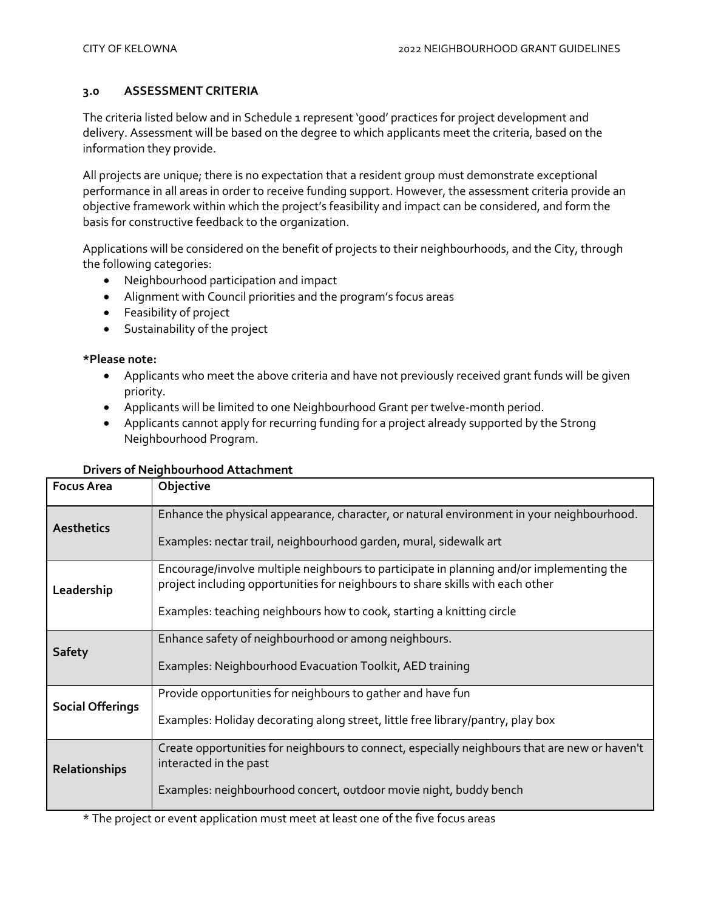## 3.0 ASSESSMENT CRITERIA

The criteria listed below and in Schedule 1 represent 'good' practices for project development and delivery. Assessment will be based on the degree to which applicants meet the criteria, based on the information they provide.

All projects are unique; there is no expectation that a resident group must demonstrate exceptional performance in all areas in order to receive funding support. However, the assessment criteria provide an objective framework within which the project's feasibility and impact can be considered, and form the basis for constructive feedback to the organization.

Applications will be considered on the benefit of projects to their neighbourhoods, and the City, through the following categories:

- Neighbourhood participation and impact
- Alignment with Council priorities and the program's focus areas
- Feasibility of project
- Sustainability of the project

**\*Please note:**

- Applicants who meet the above criteria and have not previously received grant funds will be given priority.
- Applicants will be limited to one Neighbourhood Grant per twelve-month period.
- Applicants cannot apply for recurring funding for a project already supported by the Strong Neighbourhood Program.

**Drivers of Neighbourhood Attachment**

| Focus Area | Objective |
|---|---|
| **Aesthetics** | Enhance the physical appearance, character, or natural environment in your neighbourhood.<br><br>Examples: nectar trail, neighbourhood garden, mural, sidewalk art |
| **Leadership** | Encourage/involve multiple neighbours to participate in planning and/or implementing the project including opportunities for neighbours to share skills with each other<br><br>Examples: teaching neighbours how to cook, starting a knitting circle |
| **Safety** | Enhance safety of neighbourhood or among neighbours.<br><br>Examples: Neighbourhood Evacuation Toolkit, AED training |
| **Social Offerings** | Provide opportunities for neighbours to gather and have fun<br><br>Examples: Holiday decorating along street, little free library/pantry, play box |
| **Relationships** | Create opportunities for neighbours to connect, especially neighbours that are new or haven't interacted in the past<br><br>Examples: neighbourhood concert, outdoor movie night, buddy bench |

\* The project or event application must meet at least one of the five focus areas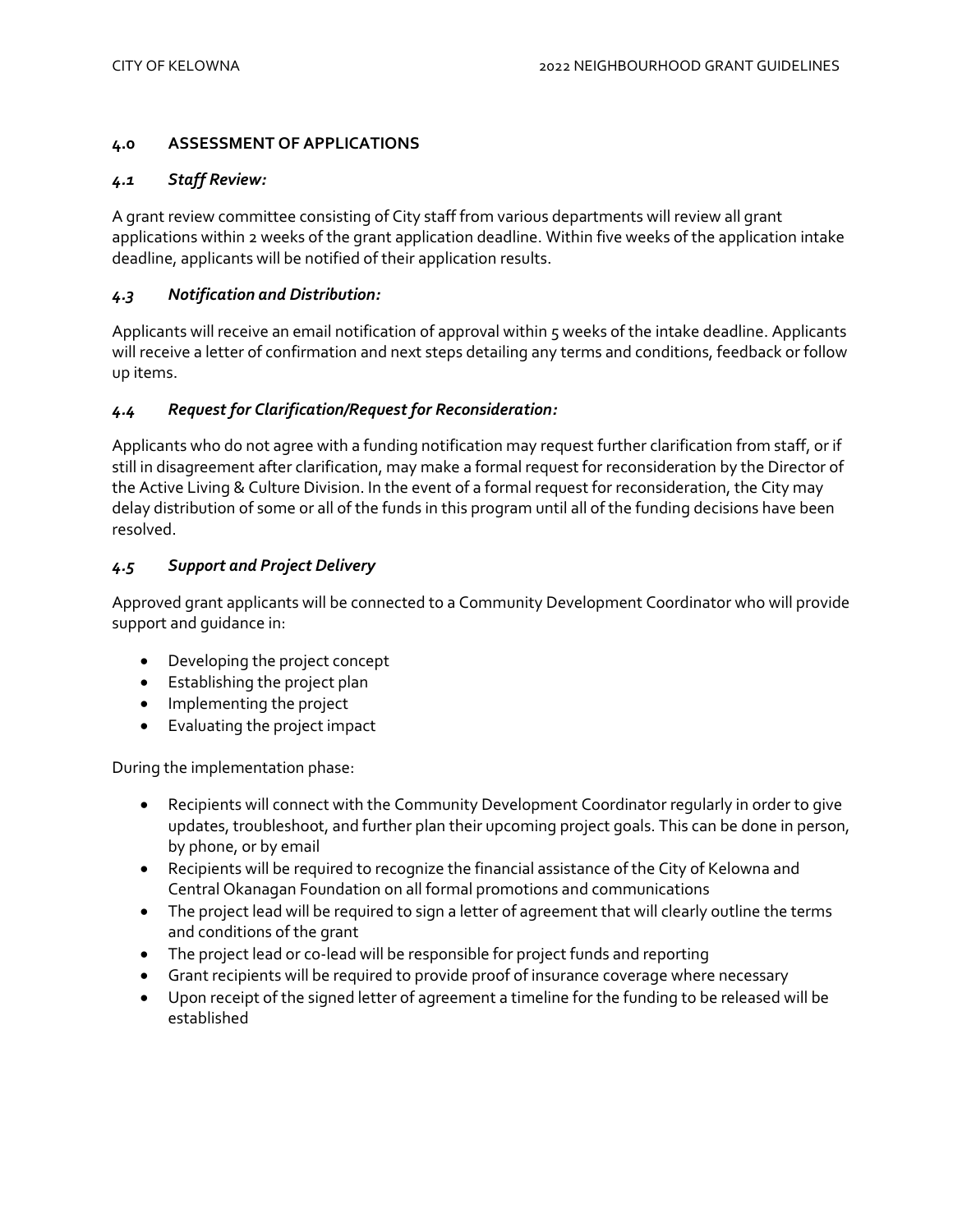## 4.0 ASSESSMENT OF APPLICATIONS

### *4.1 Staff Review:*

A grant review committee consisting of City staff from various departments will review all grant applications within 2 weeks of the grant application deadline. Within five weeks of the application intake deadline, applicants will be notified of their application results.

### *4.3 Notification and Distribution:*

Applicants will receive an email notification of approval within 5 weeks of the intake deadline. Applicants will receive a letter of confirmation and next steps detailing any terms and conditions, feedback or follow up items.

### *4.4 Request for Clarification/Request for Reconsideration:*

Applicants who do not agree with a funding notification may request further clarification from staff, or if still in disagreement after clarification, may make a formal request for reconsideration by the Director of the Active Living & Culture Division. In the event of a formal request for reconsideration, the City may delay distribution of some or all of the funds in this program until all of the funding decisions have been resolved.

### *4.5 Support and Project Delivery*

Approved grant applicants will be connected to a Community Development Coordinator who will provide support and guidance in:

- Developing the project concept
- Establishing the project plan
- Implementing the project
- Evaluating the project impact

During the implementation phase:

- Recipients will connect with the Community Development Coordinator regularly in order to give updates, troubleshoot, and further plan their upcoming project goals. This can be done in person, by phone, or by email
- Recipients will be required to recognize the financial assistance of the City of Kelowna and Central Okanagan Foundation on all formal promotions and communications
- The project lead will be required to sign a letter of agreement that will clearly outline the terms and conditions of the grant
- The project lead or co-lead will be responsible for project funds and reporting
- Grant recipients will be required to provide proof of insurance coverage where necessary
- Upon receipt of the signed letter of agreement a timeline for the funding to be released will be established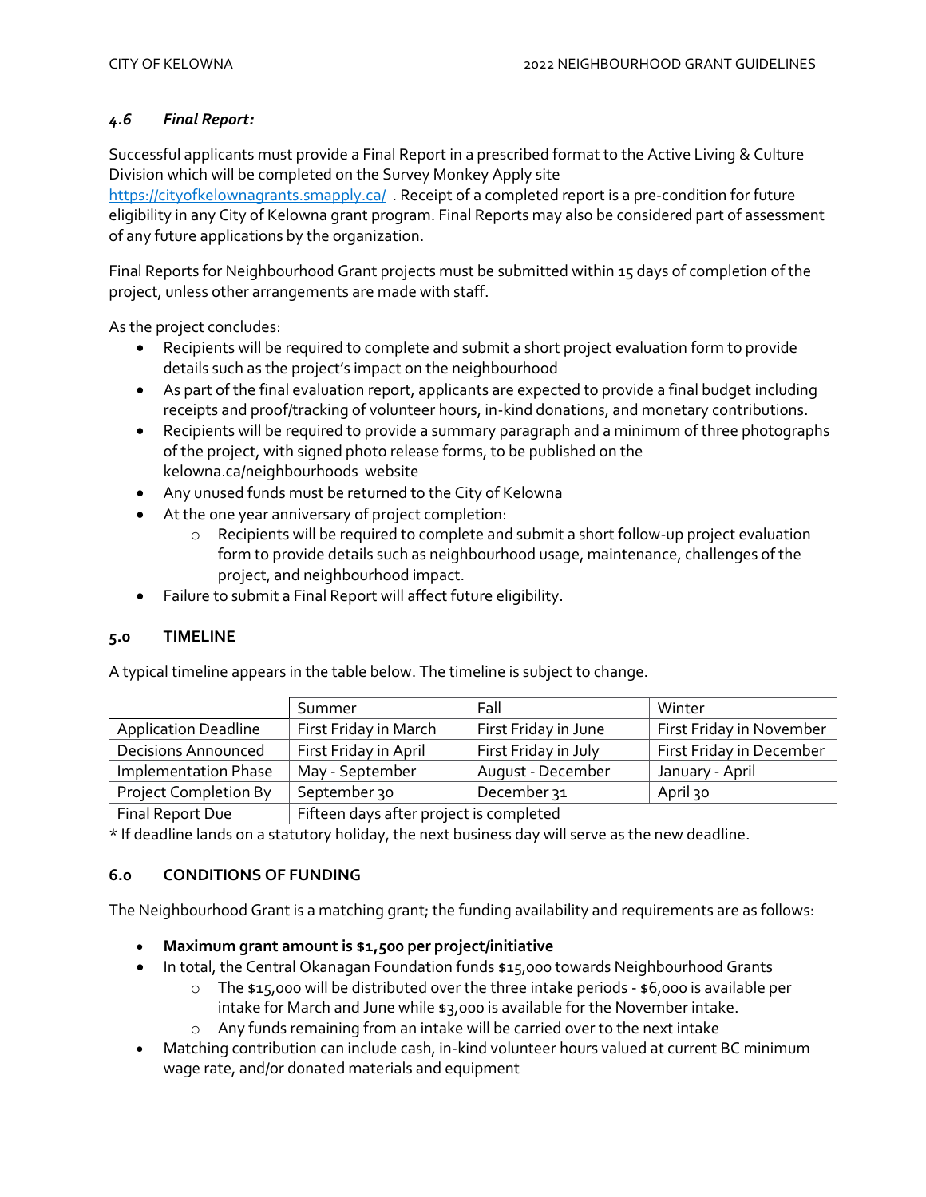### *4.6 Final Report:*

Successful applicants must provide a Final Report in a prescribed format to the Active Living & Culture Division which will be completed on the Survey Monkey Apply site https://cityofkelownagrants.smapply.ca/ . Receipt of a completed report is a pre-condition for future eligibility in any City of Kelowna grant program. Final Reports may also be considered part of assessment of any future applications by the organization.

Final Reports for Neighbourhood Grant projects must be submitted within 15 days of completion of the project, unless other arrangements are made with staff.

As the project concludes:

- Recipients will be required to complete and submit a short project evaluation form to provide details such as the project's impact on the neighbourhood
- As part of the final evaluation report, applicants are expected to provide a final budget including receipts and proof/tracking of volunteer hours, in-kind donations, and monetary contributions.
- Recipients will be required to provide a summary paragraph and a minimum of three photographs of the project, with signed photo release forms, to be published on the kelowna.ca/neighbourhoods website
- Any unused funds must be returned to the City of Kelowna
- At the one year anniversary of project completion:
    - Recipients will be required to complete and submit a short follow-up project evaluation form to provide details such as neighbourhood usage, maintenance, challenges of the project, and neighbourhood impact.
- Failure to submit a Final Report will affect future eligibility.

## 5.0 TIMELINE

A typical timeline appears in the table below. The timeline is subject to change.

| | Summer | Fall | Winter |
|---|---|---|---|
| Application Deadline | First Friday in March | First Friday in June | First Friday in November |
| Decisions Announced | First Friday in April | First Friday in July | First Friday in December |
| Implementation Phase | May - September | August - December | January - April |
| Project Completion By | September 30 | December 31 | April 30 |
| Final Report Due | Fifteen days after project is completed | | |

* If deadline lands on a statutory holiday, the next business day will serve as the new deadline.

## 6.0 CONDITIONS OF FUNDING

The Neighbourhood Grant is a matching grant; the funding availability and requirements are as follows:

- **Maximum grant amount is $1,500 per project/initiative**
- In total, the Central Okanagan Foundation funds $15,000 towards Neighbourhood Grants
    - The $15,000 will be distributed over the three intake periods - $6,000 is available per intake for March and June while $3,000 is available for the November intake.
    - Any funds remaining from an intake will be carried over to the next intake
- Matching contribution can include cash, in-kind volunteer hours valued at current BC minimum wage rate, and/or donated materials and equipment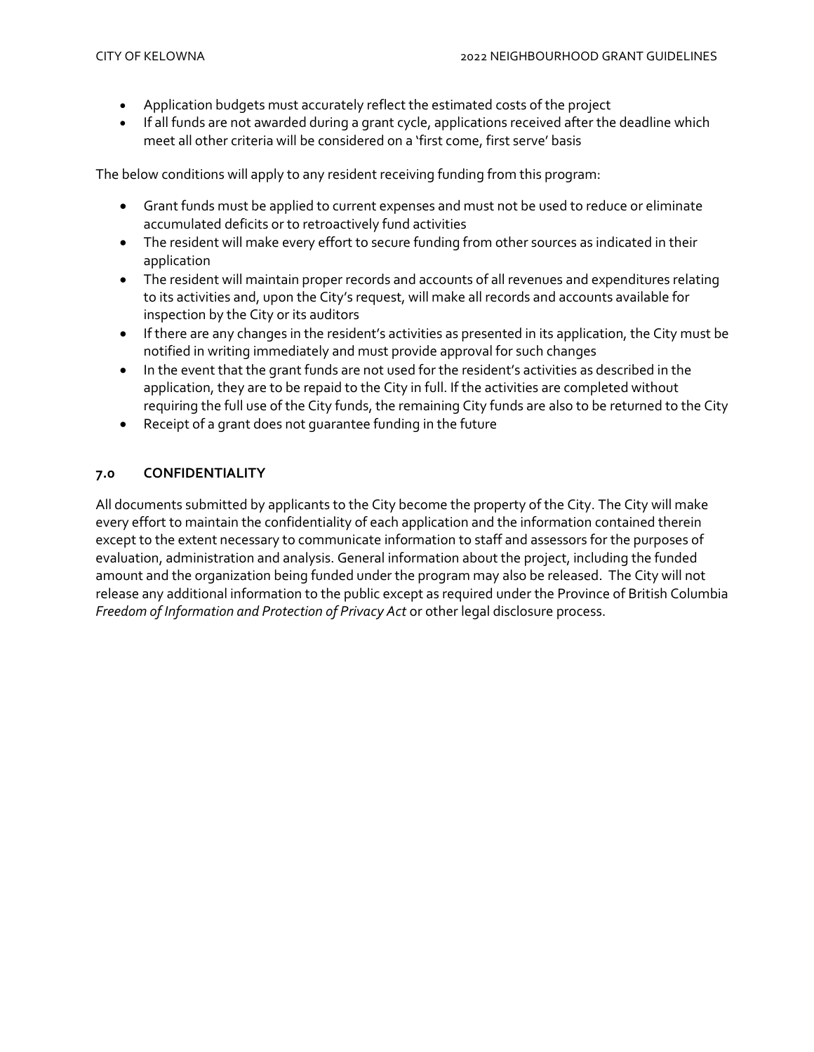- Application budgets must accurately reflect the estimated costs of the project
- If all funds are not awarded during a grant cycle, applications received after the deadline which meet all other criteria will be considered on a 'first come, first serve' basis

The below conditions will apply to any resident receiving funding from this program:

- Grant funds must be applied to current expenses and must not be used to reduce or eliminate accumulated deficits or to retroactively fund activities
- The resident will make every effort to secure funding from other sources as indicated in their application
- The resident will maintain proper records and accounts of all revenues and expenditures relating to its activities and, upon the City's request, will make all records and accounts available for inspection by the City or its auditors
- If there are any changes in the resident's activities as presented in its application, the City must be notified in writing immediately and must provide approval for such changes
- In the event that the grant funds are not used for the resident's activities as described in the application, they are to be repaid to the City in full. If the activities are completed without requiring the full use of the City funds, the remaining City funds are also to be returned to the City
- Receipt of a grant does not guarantee funding in the future

## 7.0 CONFIDENTIALITY

All documents submitted by applicants to the City become the property of the City. The City will make every effort to maintain the confidentiality of each application and the information contained therein except to the extent necessary to communicate information to staff and assessors for the purposes of evaluation, administration and analysis. General information about the project, including the funded amount and the organization being funded under the program may also be released. The City will not release any additional information to the public except as required under the Province of British Columbia *Freedom of Information and Protection of Privacy Act* or other legal disclosure process.